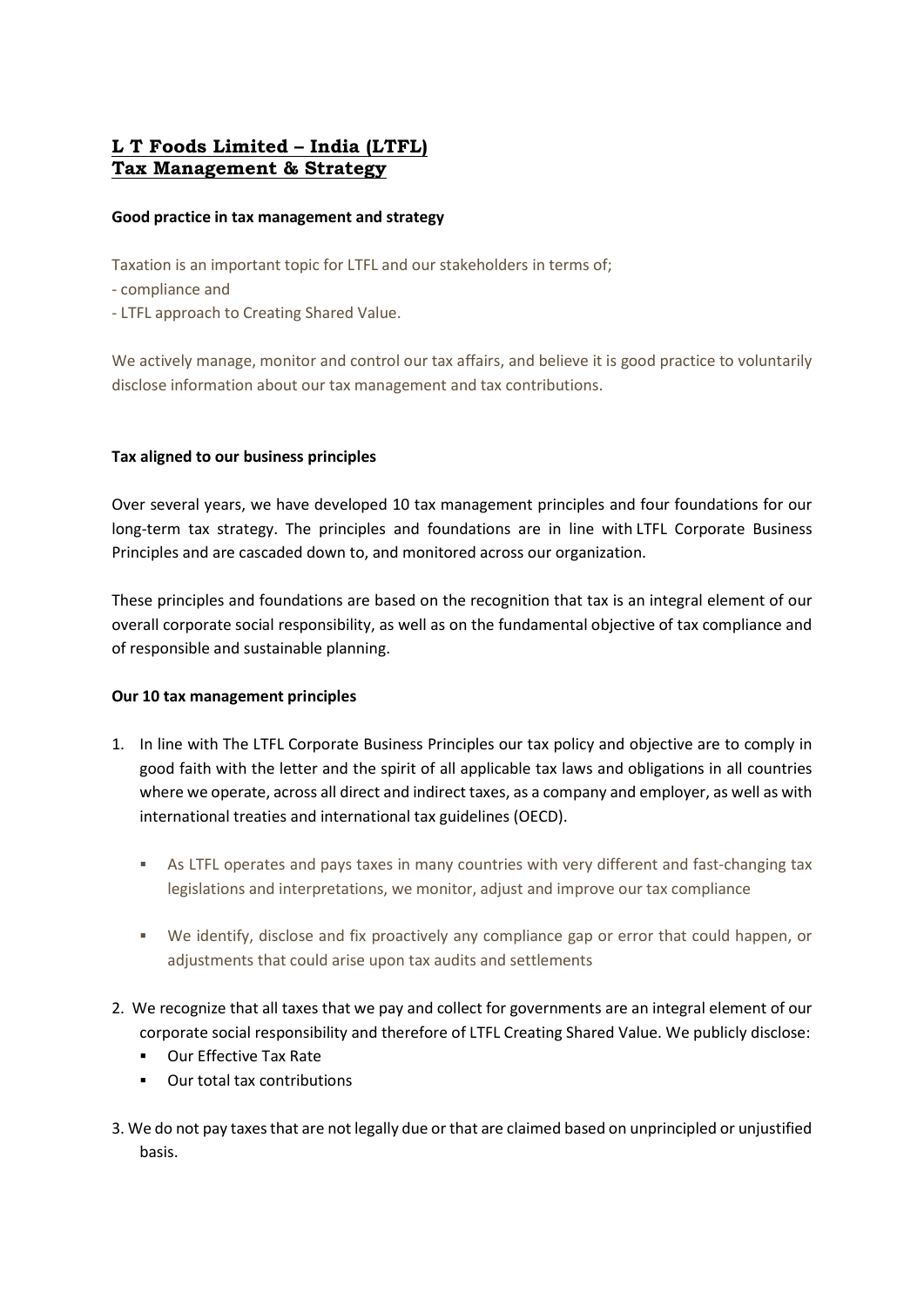# L T Foods Limited – India (LTFL)
# Tax Management & Strategy

**Good practice in tax management and strategy**

Taxation is an important topic for LTFL and our stakeholders in terms of;
- compliance and
- LTFL approach to Creating Shared Value.

We actively manage, monitor and control our tax affairs, and believe it is good practice to voluntarily disclose information about our tax management and tax contributions.

**Tax aligned to our business principles**

Over several years, we have developed 10 tax management principles and four foundations for our long-term tax strategy. The principles and foundations are in line with LTFL Corporate Business Principles and are cascaded down to, and monitored across our organization.

These principles and foundations are based on the recognition that tax is an integral element of our overall corporate social responsibility, as well as on the fundamental objective of tax compliance and of responsible and sustainable planning.

**Our 10 tax management principles**

1. In line with The LTFL Corporate Business Principles our tax policy and objective are to comply in good faith with the letter and the spirit of all applicable tax laws and obligations in all countries where we operate, across all direct and indirect taxes, as a company and employer, as well as with international treaties and international tax guidelines (OECD).

   - As LTFL operates and pays taxes in many countries with very different and fast-changing tax legislations and interpretations, we monitor, adjust and improve our tax compliance

   - We identify, disclose and fix proactively any compliance gap or error that could happen, or adjustments that could arise upon tax audits and settlements

2. We recognize that all taxes that we pay and collect for governments are an integral element of our corporate social responsibility and therefore of LTFL Creating Shared Value. We publicly disclose:
   - Our Effective Tax Rate
   - Our total tax contributions

3. We do not pay taxes that are not legally due or that are claimed based on unprincipled or unjustified basis.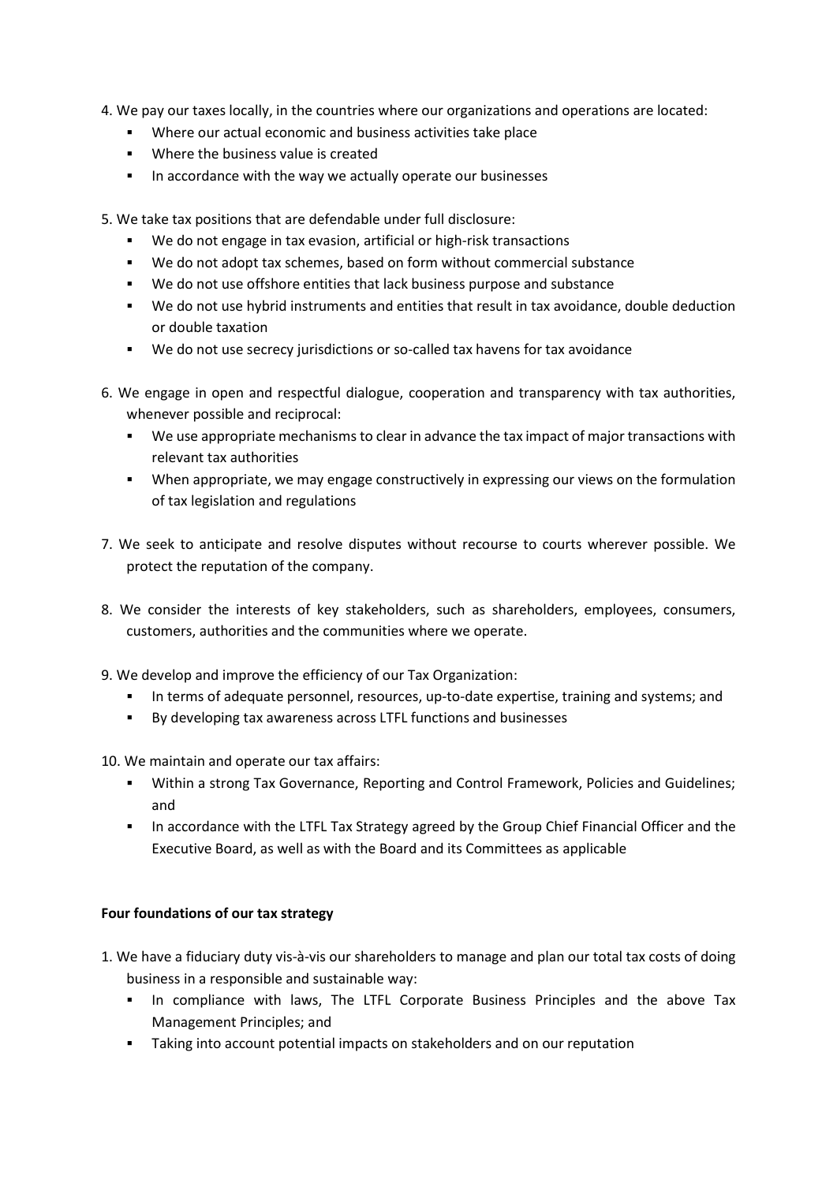4. We pay our taxes locally, in the countries where our organizations and operations are located:
   - Where our actual economic and business activities take place
   - Where the business value is created
   - In accordance with the way we actually operate our businesses

5. We take tax positions that are defendable under full disclosure:
   - We do not engage in tax evasion, artificial or high-risk transactions
   - We do not adopt tax schemes, based on form without commercial substance
   - We do not use offshore entities that lack business purpose and substance
   - We do not use hybrid instruments and entities that result in tax avoidance, double deduction or double taxation
   - We do not use secrecy jurisdictions or so-called tax havens for tax avoidance

6. We engage in open and respectful dialogue, cooperation and transparency with tax authorities, whenever possible and reciprocal:
   - We use appropriate mechanisms to clear in advance the tax impact of major transactions with relevant tax authorities
   - When appropriate, we may engage constructively in expressing our views on the formulation of tax legislation and regulations

7. We seek to anticipate and resolve disputes without recourse to courts wherever possible. We protect the reputation of the company.

8. We consider the interests of key stakeholders, such as shareholders, employees, consumers, customers, authorities and the communities where we operate.

9. We develop and improve the efficiency of our Tax Organization:
   - In terms of adequate personnel, resources, up-to-date expertise, training and systems; and
   - By developing tax awareness across LTFL functions and businesses

10. We maintain and operate our tax affairs:
    - Within a strong Tax Governance, Reporting and Control Framework, Policies and Guidelines; and
    - In accordance with the LTFL Tax Strategy agreed by the Group Chief Financial Officer and the Executive Board, as well as with the Board and its Committees as applicable

**Four foundations of our tax strategy**

1. We have a fiduciary duty vis-à-vis our shareholders to manage and plan our total tax costs of doing business in a responsible and sustainable way:
   - In compliance with laws, The LTFL Corporate Business Principles and the above Tax Management Principles; and
   - Taking into account potential impacts on stakeholders and on our reputation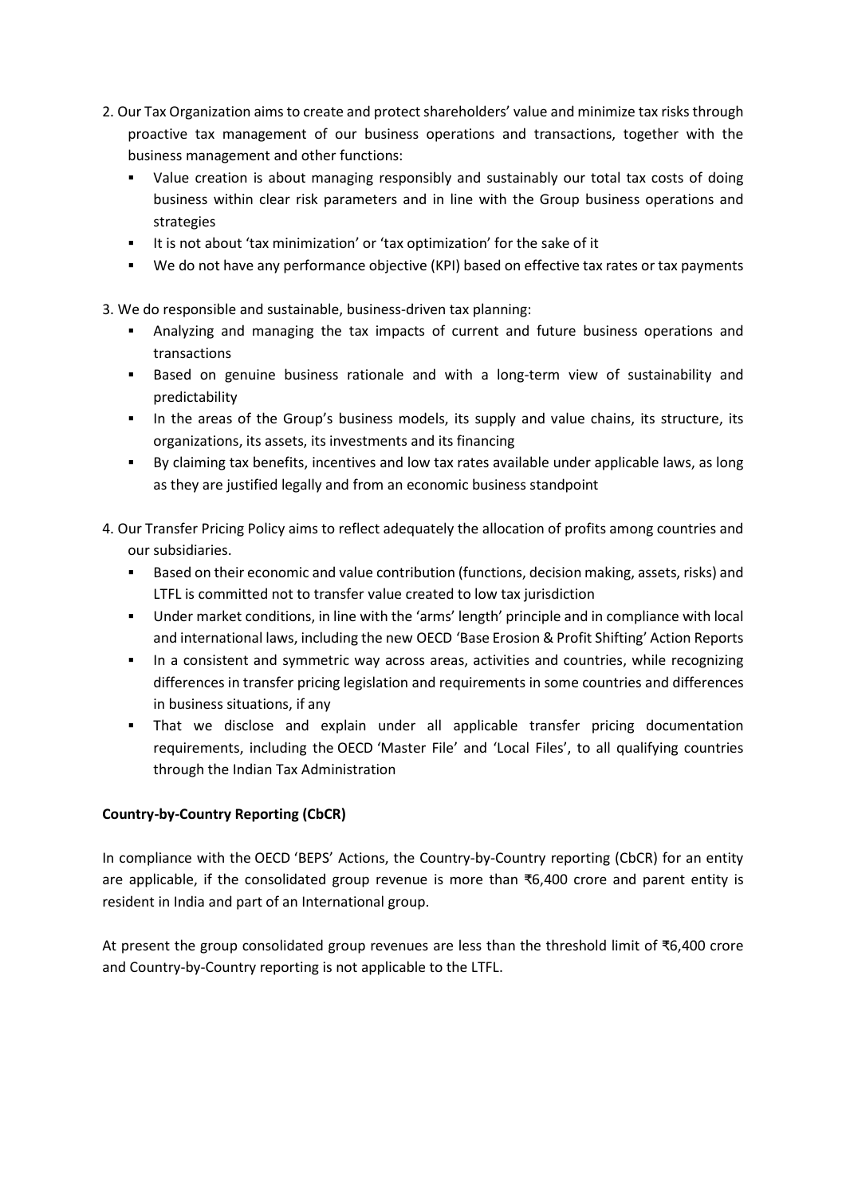2. Our Tax Organization aims to create and protect shareholders' value and minimize tax risks through proactive tax management of our business operations and transactions, together with the business management and other functions:
   - Value creation is about managing responsibly and sustainably our total tax costs of doing business within clear risk parameters and in line with the Group business operations and strategies
   - It is not about 'tax minimization' or 'tax optimization' for the sake of it
   - We do not have any performance objective (KPI) based on effective tax rates or tax payments

3. We do responsible and sustainable, business-driven tax planning:
   - Analyzing and managing the tax impacts of current and future business operations and transactions
   - Based on genuine business rationale and with a long-term view of sustainability and predictability
   - In the areas of the Group's business models, its supply and value chains, its structure, its organizations, its assets, its investments and its financing
   - By claiming tax benefits, incentives and low tax rates available under applicable laws, as long as they are justified legally and from an economic business standpoint

4. Our Transfer Pricing Policy aims to reflect adequately the allocation of profits among countries and our subsidiaries.
   - Based on their economic and value contribution (functions, decision making, assets, risks) and LTFL is committed not to transfer value created to low tax jurisdiction
   - Under market conditions, in line with the 'arms' length' principle and in compliance with local and international laws, including the new OECD 'Base Erosion & Profit Shifting' Action Reports
   - In a consistent and symmetric way across areas, activities and countries, while recognizing differences in transfer pricing legislation and requirements in some countries and differences in business situations, if any
   - That we disclose and explain under all applicable transfer pricing documentation requirements, including the OECD 'Master File' and 'Local Files', to all qualifying countries through the Indian Tax Administration

**Country-by-Country Reporting (CbCR)**

In compliance with the OECD 'BEPS' Actions, the Country-by-Country reporting (CbCR) for an entity are applicable, if the consolidated group revenue is more than ₹6,400 crore and parent entity is resident in India and part of an International group.

At present the group consolidated group revenues are less than the threshold limit of ₹6,400 crore and Country-by-Country reporting is not applicable to the LTFL.